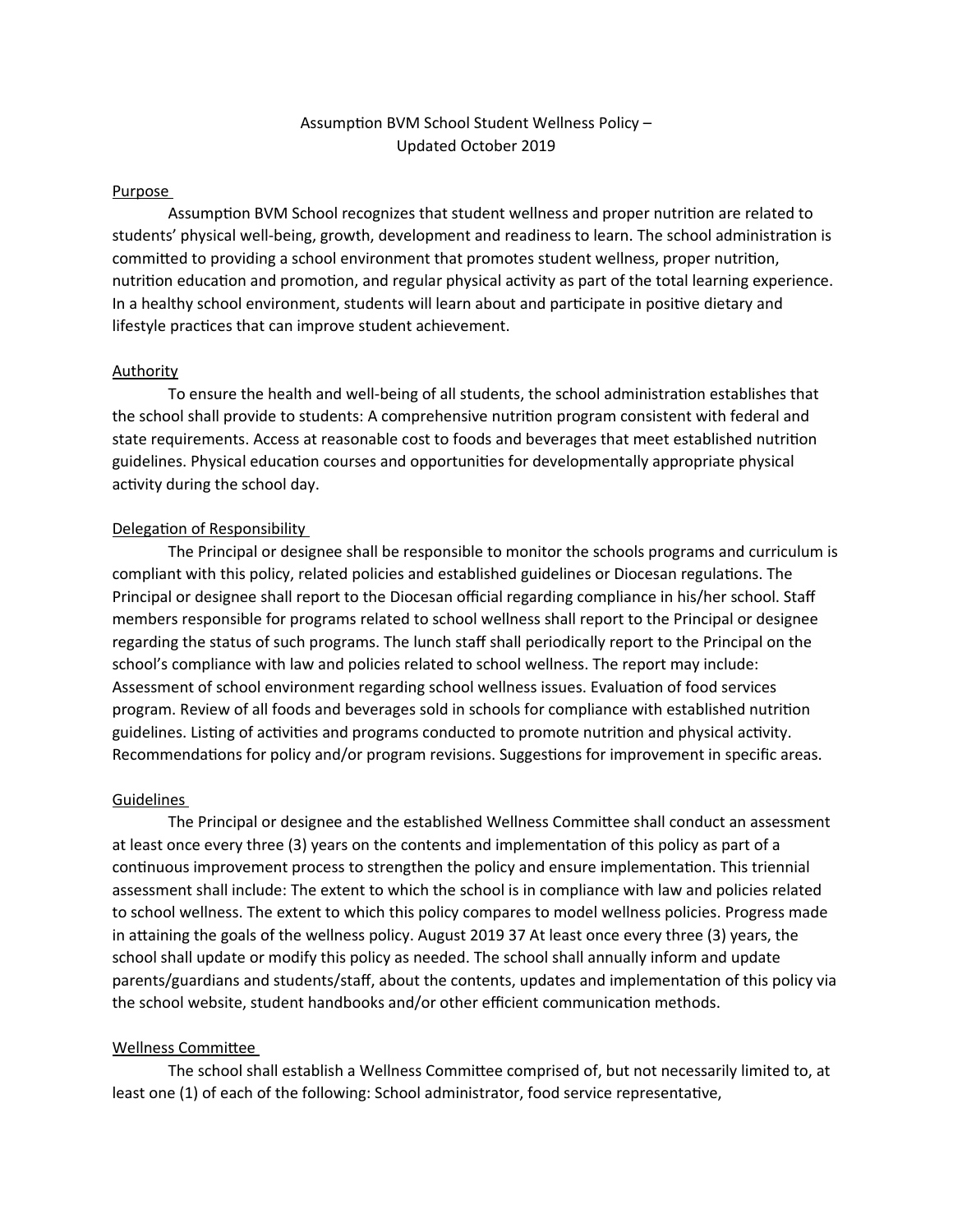# Assumption BVM School Student Wellness Policy – Updated October 2019

## Purpose

Assumption BVM School recognizes that student wellness and proper nutrition are related to students' physical well-being, growth, development and readiness to learn. The school administration is committed to providing a school environment that promotes student wellness, proper nutrition, nutrition education and promotion, and regular physical activity as part of the total learning experience. In a healthy school environment, students will learn about and participate in positive dietary and lifestyle practices that can improve student achievement.

## Authority

To ensure the health and well-being of all students, the school administration establishes that the school shall provide to students: A comprehensive nutrition program consistent with federal and state requirements. Access at reasonable cost to foods and beverages that meet established nutrition guidelines. Physical education courses and opportunities for developmentally appropriate physical activity during the school day.

## Delegation of Responsibility

The Principal or designee shall be responsible to monitor the schools programs and curriculum is compliant with this policy, related policies and established guidelines or Diocesan regulations. The Principal or designee shall report to the Diocesan official regarding compliance in his/her school. Staff members responsible for programs related to school wellness shall report to the Principal or designee regarding the status of such programs. The lunch staff shall periodically report to the Principal on the school's compliance with law and policies related to school wellness. The report may include: Assessment of school environment regarding school wellness issues. Evaluation of food services program. Review of all foods and beverages sold in schools for compliance with established nutrition guidelines. Listing of activities and programs conducted to promote nutrition and physical activity. Recommendations for policy and/or program revisions. Suggestions for improvement in specific areas.

## Guidelines

The Principal or designee and the established Wellness Committee shall conduct an assessment at least once every three (3) years on the contents and implementation of this policy as part of a continuous improvement process to strengthen the policy and ensure implementation. This triennial assessment shall include: The extent to which the school is in compliance with law and policies related to school wellness. The extent to which this policy compares to model wellness policies. Progress made in attaining the goals of the wellness policy. August 2019 37 At least once every three (3) years, the school shall update or modify this policy as needed. The school shall annually inform and update parents/guardians and students/staff, about the contents, updates and implementation of this policy via the school website, student handbooks and/or other efficient communication methods.

## Wellness Committee

The school shall establish a Wellness Committee comprised of, but not necessarily limited to, at least one (1) of each of the following: School administrator, food service representative,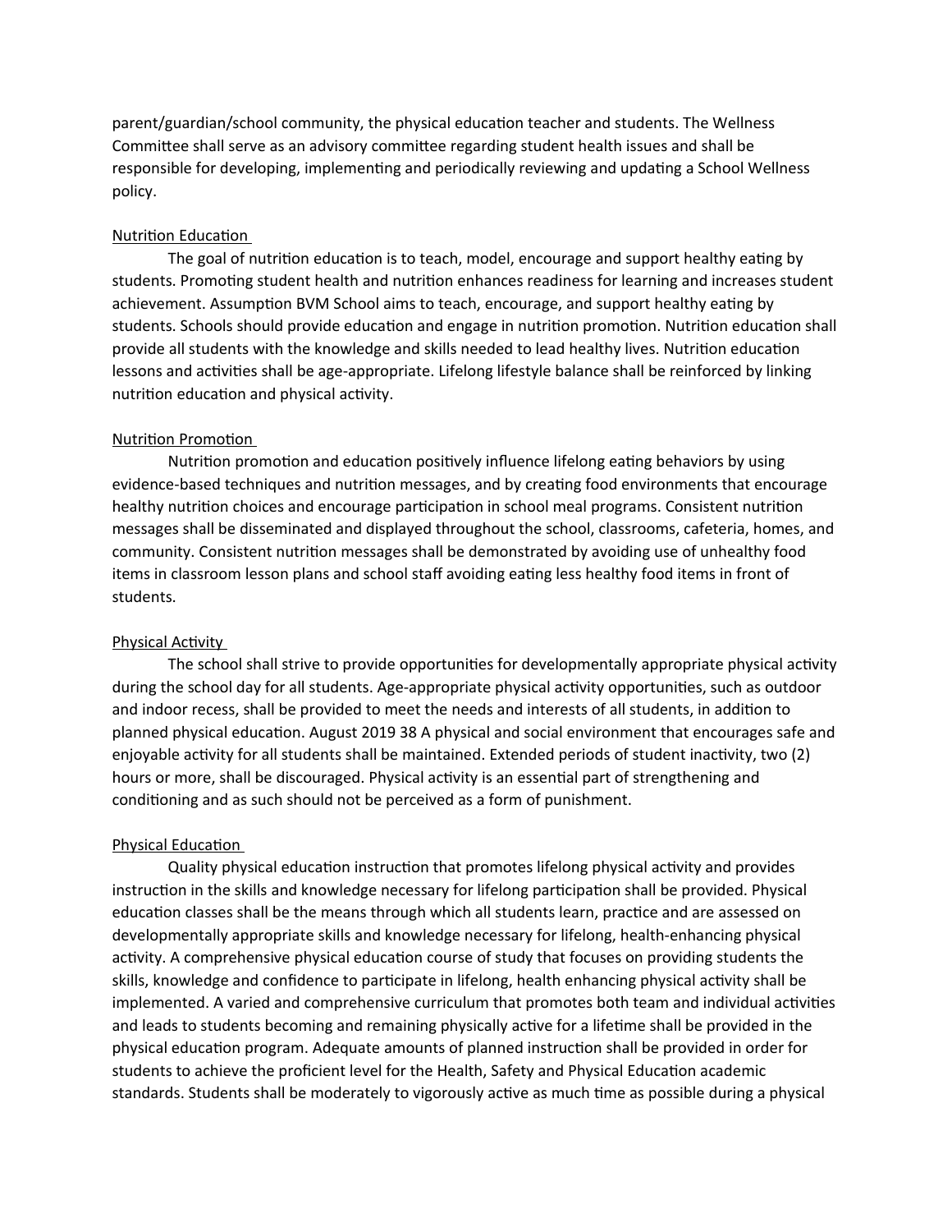parent/guardian/school community, the physical education teacher and students. The Wellness Committee shall serve as an advisory committee regarding student health issues and shall be responsible for developing, implementing and periodically reviewing and updating a School Wellness policy.

Nutrition Education

The goal of nutrition education is to teach, model, encourage and support healthy eating by students. Promoting student health and nutrition enhances readiness for learning and increases student achievement. Assumption BVM School aims to teach, encourage, and support healthy eating by students. Schools should provide education and engage in nutrition promotion. Nutrition education shall provide all students with the knowledge and skills needed to lead healthy lives. Nutrition education lessons and activities shall be age-appropriate. Lifelong lifestyle balance shall be reinforced by linking nutrition education and physical activity.

Nutrition Promotion

Nutrition promotion and education positively influence lifelong eating behaviors by using evidence-based techniques and nutrition messages, and by creating food environments that encourage healthy nutrition choices and encourage participation in school meal programs. Consistent nutrition messages shall be disseminated and displayed throughout the school, classrooms, cafeteria, homes, and community. Consistent nutrition messages shall be demonstrated by avoiding use of unhealthy food items in classroom lesson plans and school staff avoiding eating less healthy food items in front of students.

Physical Activity

The school shall strive to provide opportunities for developmentally appropriate physical activity during the school day for all students. Age-appropriate physical activity opportunities, such as outdoor and indoor recess, shall be provided to meet the needs and interests of all students, in addition to planned physical education. August 2019 38 A physical and social environment that encourages safe and enjoyable activity for all students shall be maintained. Extended periods of student inactivity, two (2) hours or more, shall be discouraged. Physical activity is an essential part of strengthening and conditioning and as such should not be perceived as a form of punishment.

Physical Education

Quality physical education instruction that promotes lifelong physical activity and provides instruction in the skills and knowledge necessary for lifelong participation shall be provided. Physical education classes shall be the means through which all students learn, practice and are assessed on developmentally appropriate skills and knowledge necessary for lifelong, health-enhancing physical activity. A comprehensive physical education course of study that focuses on providing students the skills, knowledge and confidence to participate in lifelong, health enhancing physical activity shall be implemented. A varied and comprehensive curriculum that promotes both team and individual activities and leads to students becoming and remaining physically active for a lifetime shall be provided in the physical education program. Adequate amounts of planned instruction shall be provided in order for students to achieve the proficient level for the Health, Safety and Physical Education academic standards. Students shall be moderately to vigorously active as much time as possible during a physical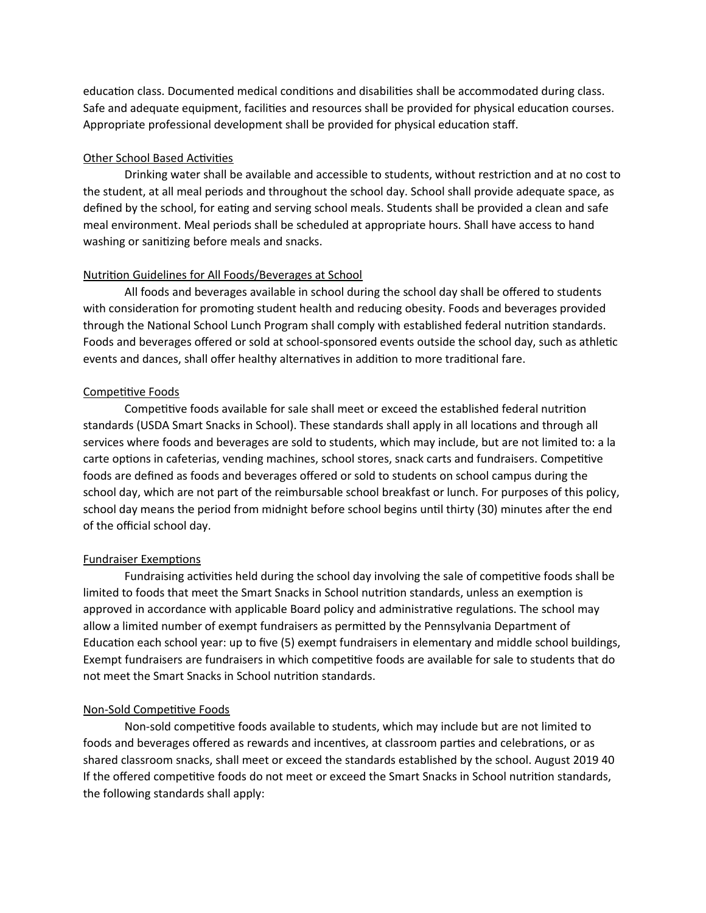education class. Documented medical conditions and disabilities shall be accommodated during class. Safe and adequate equipment, facilities and resources shall be provided for physical education courses. Appropriate professional development shall be provided for physical education staff.

<u>Other School Based Activities</u>

Drinking water shall be available and accessible to students, without restriction and at no cost to the student, at all meal periods and throughout the school day. School shall provide adequate space, as defined by the school, for eating and serving school meals. Students shall be provided a clean and safe meal environment. Meal periods shall be scheduled at appropriate hours. Shall have access to hand washing or sanitizing before meals and snacks.

<u>Nutrition Guidelines for All Foods/Beverages at School</u>

All foods and beverages available in school during the school day shall be offered to students with consideration for promoting student health and reducing obesity. Foods and beverages provided through the National School Lunch Program shall comply with established federal nutrition standards. Foods and beverages offered or sold at school-sponsored events outside the school day, such as athletic events and dances, shall offer healthy alternatives in addition to more traditional fare.

<u>Competitive Foods</u>

Competitive foods available for sale shall meet or exceed the established federal nutrition standards (USDA Smart Snacks in School). These standards shall apply in all locations and through all services where foods and beverages are sold to students, which may include, but are not limited to: a la carte options in cafeterias, vending machines, school stores, snack carts and fundraisers. Competitive foods are defined as foods and beverages offered or sold to students on school campus during the school day, which are not part of the reimbursable school breakfast or lunch. For purposes of this policy, school day means the period from midnight before school begins until thirty (30) minutes after the end of the official school day.

<u>Fundraiser Exemptions</u>

Fundraising activities held during the school day involving the sale of competitive foods shall be limited to foods that meet the Smart Snacks in School nutrition standards, unless an exemption is approved in accordance with applicable Board policy and administrative regulations. The school may allow a limited number of exempt fundraisers as permitted by the Pennsylvania Department of Education each school year: up to five (5) exempt fundraisers in elementary and middle school buildings, Exempt fundraisers are fundraisers in which competitive foods are available for sale to students that do not meet the Smart Snacks in School nutrition standards.

<u>Non-Sold Competitive Foods</u>

Non-sold competitive foods available to students, which may include but are not limited to foods and beverages offered as rewards and incentives, at classroom parties and celebrations, or as shared classroom snacks, shall meet or exceed the standards established by the school. August 2019 40 If the offered competitive foods do not meet or exceed the Smart Snacks in School nutrition standards, the following standards shall apply: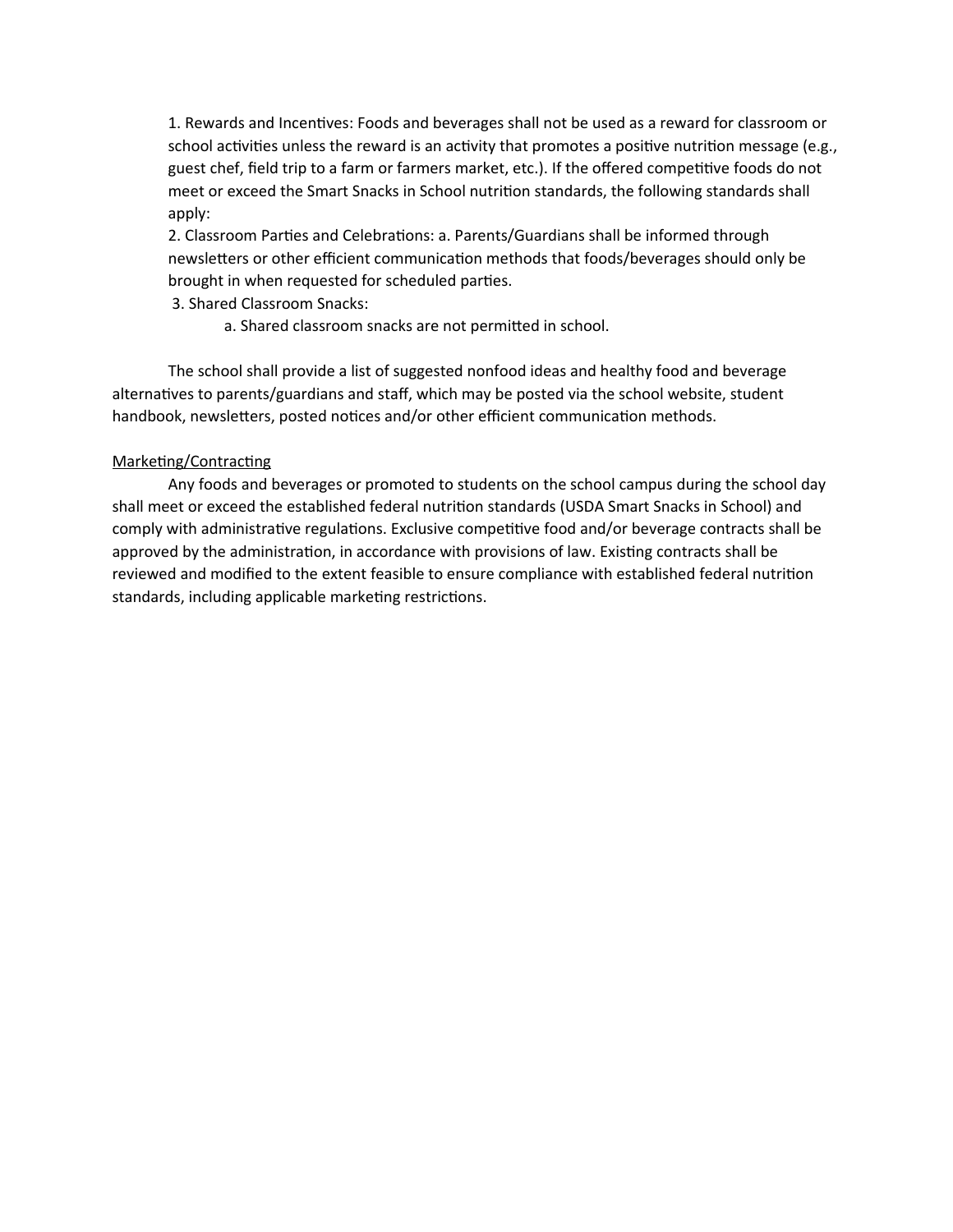1. Rewards and Incentives: Foods and beverages shall not be used as a reward for classroom or school activities unless the reward is an activity that promotes a positive nutrition message (e.g., guest chef, field trip to a farm or farmers market, etc.). If the offered competitive foods do not meet or exceed the Smart Snacks in School nutrition standards, the following standards shall apply:
2. Classroom Parties and Celebrations: a. Parents/Guardians shall be informed through newsletters or other efficient communication methods that foods/beverages should only be brought in when requested for scheduled parties.
3. Shared Classroom Snacks:
   a. Shared classroom snacks are not permitted in school.

The school shall provide a list of suggested nonfood ideas and healthy food and beverage alternatives to parents/guardians and staff, which may be posted via the school website, student handbook, newsletters, posted notices and/or other efficient communication methods.

<u>Marketing/Contracting</u>

Any foods and beverages or promoted to students on the school campus during the school day shall meet or exceed the established federal nutrition standards (USDA Smart Snacks in School) and comply with administrative regulations. Exclusive competitive food and/or beverage contracts shall be approved by the administration, in accordance with provisions of law. Existing contracts shall be reviewed and modified to the extent feasible to ensure compliance with established federal nutrition standards, including applicable marketing restrictions.